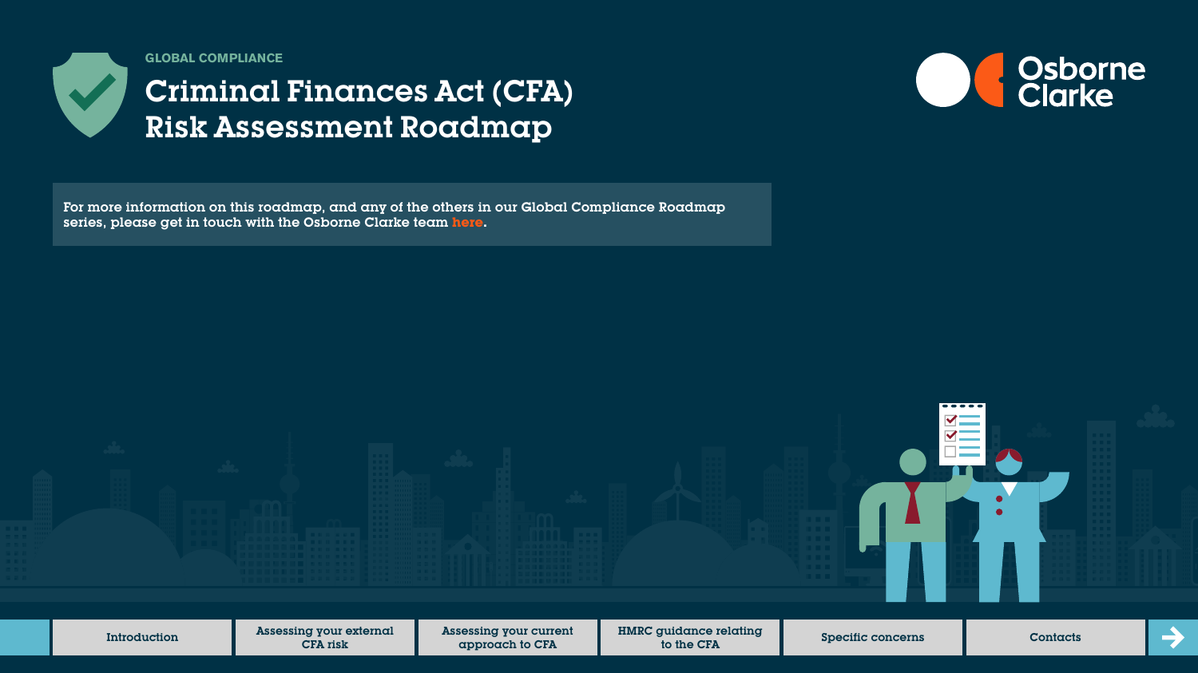GLOBAL COMPLIANCE

# Criminal Finances Act (CFA) Risk Assessment Roadmap

Osborne Clarke

For more information on this roadmap, and any of the others in our Global Compliance Roadmap series, please get in touch with the Osborne Clarke team here.

Introduction | Assessing your external CFA risk | Assessing your current approach to CFA | HMRC guidance relating to the CFA | Specific concerns | Contacts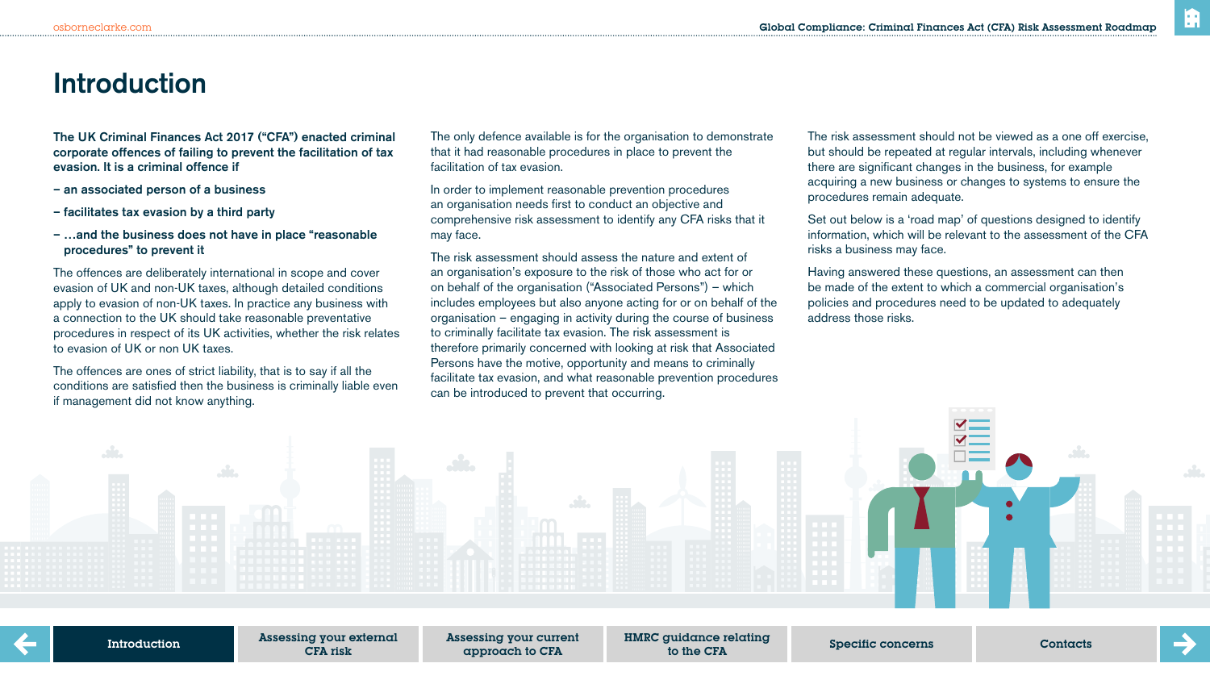# Introduction

**The UK Criminal Finances Act 2017 ("CFA") enacted criminal corporate offences of failing to prevent the facilitation of tax evasion. It is a criminal offence if**

- **an associated person of a business**
- **facilitates tax evasion by a third party**
- **…and the business does not have in place "reasonable procedures" to prevent it**

The offences are deliberately international in scope and cover evasion of UK and non-UK taxes, although detailed conditions apply to evasion of non-UK taxes. In practice any business with a connection to the UK should take reasonable preventative procedures in respect of its UK activities, whether the risk relates to evasion of UK or non UK taxes.

The offences are ones of strict liability, that is to say if all the conditions are satisfied then the business is criminally liable even if management did not know anything.

The only defence available is for the organisation to demonstrate that it had reasonable procedures in place to prevent the facilitation of tax evasion.

In order to implement reasonable prevention procedures an organisation needs first to conduct an objective and comprehensive risk assessment to identify any CFA risks that it may face.

The risk assessment should assess the nature and extent of an organisation's exposure to the risk of those who act for or on behalf of the organisation ("Associated Persons") – which includes employees but also anyone acting for or on behalf of the organisation – engaging in activity during the course of business to criminally facilitate tax evasion. The risk assessment is therefore primarily concerned with looking at risk that Associated Persons have the motive, opportunity and means to criminally facilitate tax evasion, and what reasonable prevention procedures can be introduced to prevent that occurring.

The risk assessment should not be viewed as a one off exercise, but should be repeated at regular intervals, including whenever there are significant changes in the business, for example acquiring a new business or changes to systems to ensure the procedures remain adequate.

Set out below is a 'road map' of questions designed to identify information, which will be relevant to the assessment of the CFA risks a business may face.

Having answered these questions, an assessment can then be made of the extent to which a commercial organisation's policies and procedures need to be updated to adequately address those risks.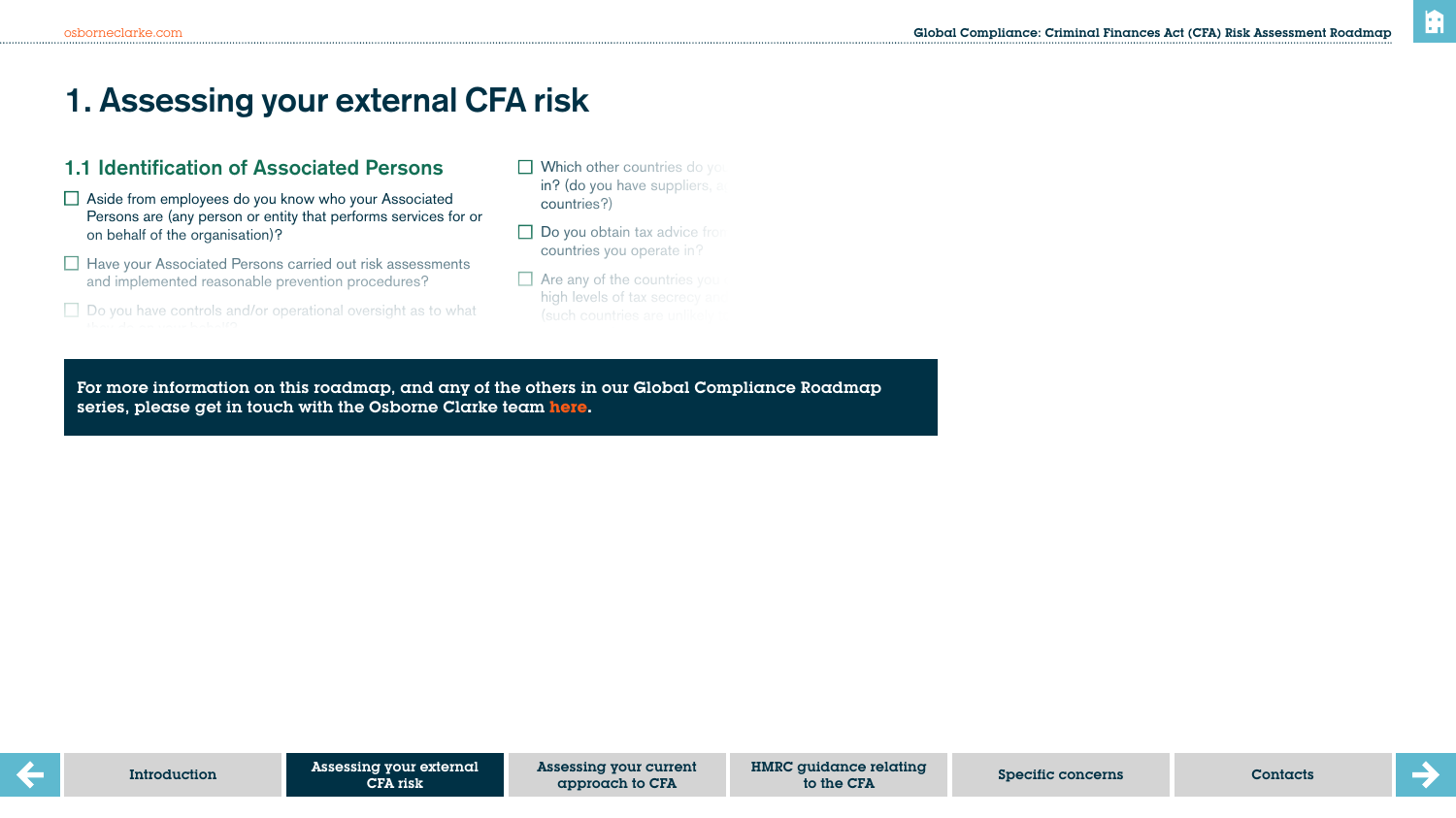# 1. Assessing your external CFA risk

## 1.1 Identification of Associated Persons

- ☐ Aside from employees do you know who your Associated Persons are (any person or entity that performs services for or on behalf of the organisation)?
- ☐ Have your Associated Persons carried out risk assessments and implemented reasonable prevention procedures?
- ☐ Do you have controls and/or operational oversight as to what
- ☐ Which other countries do yo in? (do you have suppliers, a countries?)
- ☐ Do you obtain tax advice fro countries you operate in?
- ☐ Are any of the countries you high levels of tax secrecy a (such countries are unlike

**For more information on this roadmap, and any of the others in our Global Compliance Roadmap series, please get in touch with the Osborne Clarke team here.**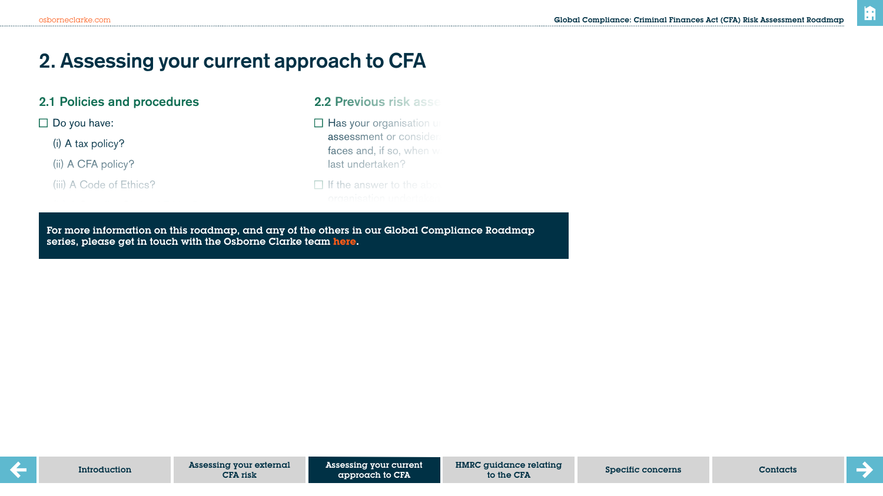# 2. Assessing your current approach to CFA

## 2.1 Policies and procedures

☐ Do you have:

(i) A tax policy?

(ii) A CFA policy?

(iii) A Code of Ethics?

## 2.2 Previous risk asse

☐ Has your organisation u assessment or consider faces and, if so, when w last undertaken?

☐ If the answer to the abo organisation undertak

**For more information on this roadmap, and any of the others in our Global Compliance Roadmap series, please get in touch with the Osborne Clarke team here.**

Introduction | Assessing your external CFA risk | Assessing your current approach to CFA | HMRC guidance relating to the CFA | Specific concerns | Contacts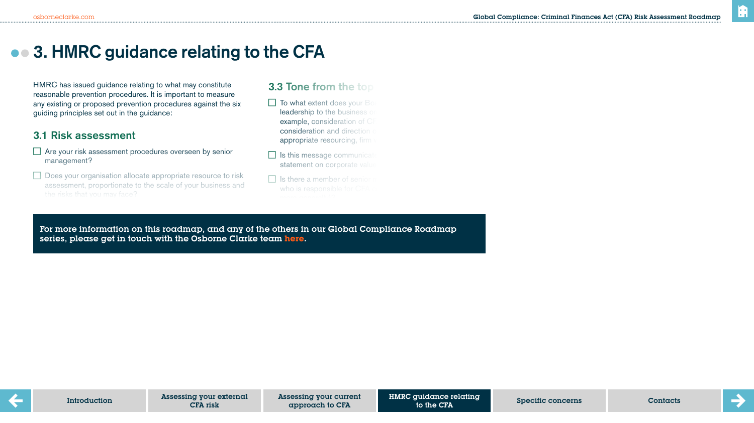# 3. HMRC guidance relating to the CFA

HMRC has issued guidance relating to what may constitute reasonable prevention procedures. It is important to measure any existing or proposed prevention procedures against the six guiding principles set out in the guidance:

## 3.1 Risk assessment

- ☐ Are your risk assessment procedures overseen by senior management?
- ☐ Does your organisation allocate appropriate resource to risk assessment, proportionate to the scale of your business and the risks that you may face?

## 3.3 Tone from the top

- ☐ To what extent does your Bo... leadership to the business o... example, consideration of CF... consideration and direction ... appropriate resourcing, firm ...
- ☐ Is this message communica... statement on corporate valu...
- ☐ Is there a member of senior ... who is responsible for CFA ...

**For more information on this roadmap, and any of the others in our Global Compliance Roadmap series, please get in touch with the Osborne Clarke team here.**

Introduction | Assessing your external CFA risk | Assessing your current approach to CFA | HMRC guidance relating to the CFA | Specific concerns | Contacts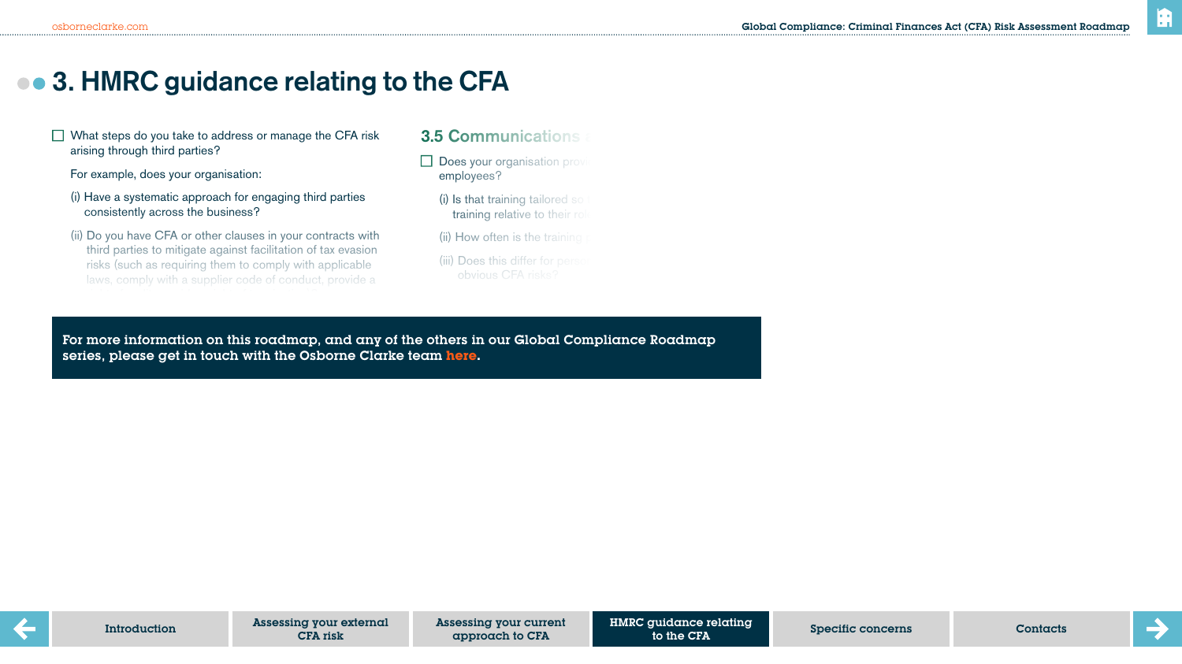# 3. HMRC guidance relating to the CFA

☐ What steps do you take to address or manage the CFA risk arising through third parties?

For example, does your organisation:

(i) Have a systematic approach for engaging third parties consistently across the business?

(ii) Do you have CFA or other clauses in your contracts with third parties to mitigate against facilitation of tax evasion risks (such as requiring them to comply with applicable laws, comply with a supplier code of conduct, provide a

## 3.5 Communications

☐ Does your organisation prov employees?

(i) Is that training tailored so training relative to their rol

(ii) How often is the training

(iii) Does this differ for perso obvious CFA risks?

**For more information on this roadmap, and any of the others in our Global Compliance Roadmap series, please get in touch with the Osborne Clarke team here.**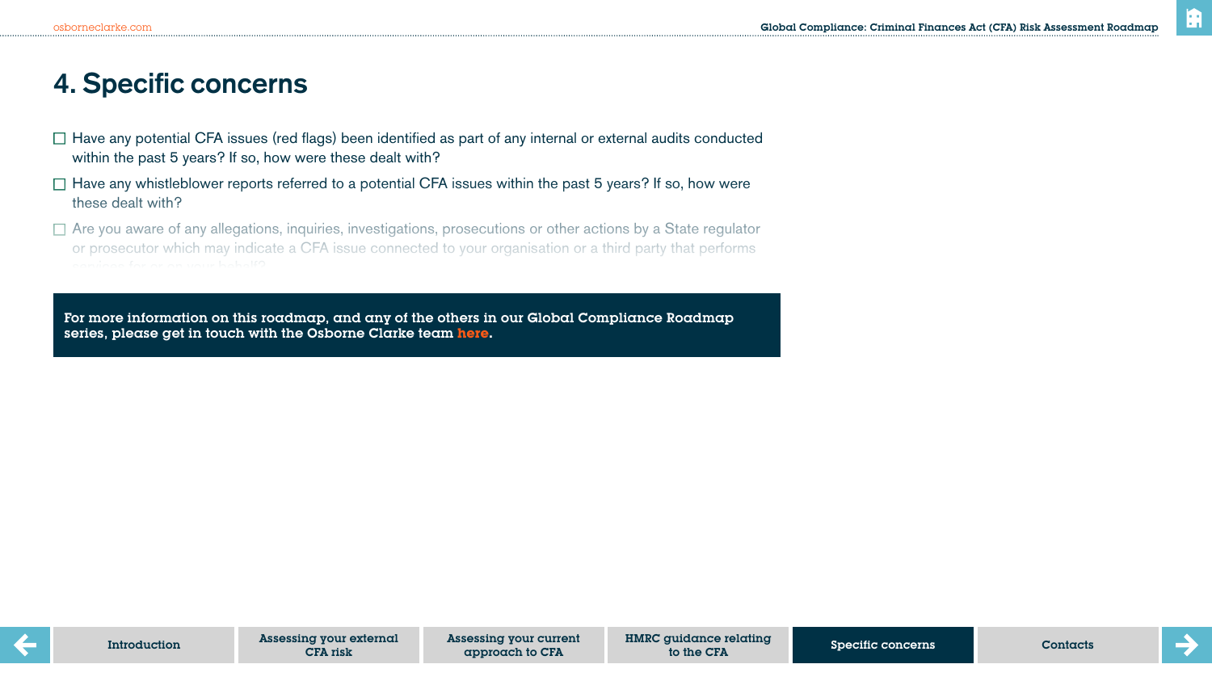# 4. Specific concerns

- ☐ Have any potential CFA issues (red flags) been identified as part of any internal or external audits conducted within the past 5 years? If so, how were these dealt with?
- ☐ Have any whistleblower reports referred to a potential CFA issues within the past 5 years? If so, how were these dealt with?
- ☐ Are you aware of any allegations, inquiries, investigations, prosecutions or other actions by a State regulator or prosecutor which may indicate a CFA issue connected to your organisation or a third party that performs services for or on your behalf?

**For more information on this roadmap, and any of the others in our Global Compliance Roadmap series, please get in touch with the Osborne Clarke team here.**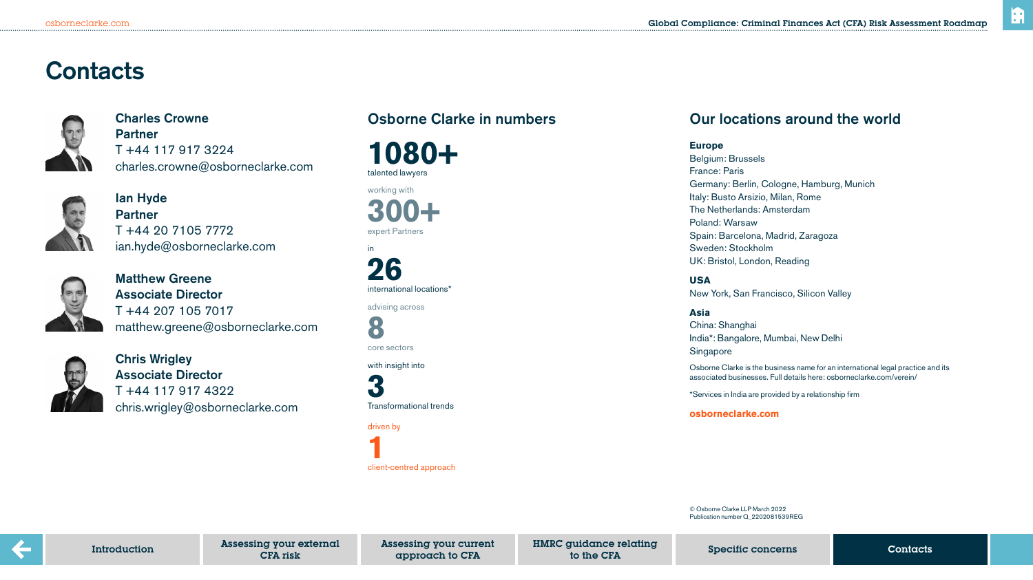# Contacts

**Charles Crowne**
**Partner**
T +44 117 917 3224
charles.crowne@osborneclarke.com

**Ian Hyde**
**Partner**
T +44 20 7105 7772
ian.hyde@osborneclarke.com

**Matthew Greene**
**Associate Director**
T +44 207 105 7017
matthew.greene@osborneclarke.com

**Chris Wrigley**
**Associate Director**
T +44 117 917 4322
chris.wrigley@osborneclarke.com

## Osborne Clarke in numbers

**1080+**
talented lawyers

working with

**300+**
expert Partners

in

**26**
international locations*

advising across

**8**
core sectors

with insight into

**3**
Transformational trends

driven by

**1**
client-centred approach

## Our locations around the world

**Europe**
Belgium: Brussels
France: Paris
Germany: Berlin, Cologne, Hamburg, Munich
Italy: Busto Arsizio, Milan, Rome
The Netherlands: Amsterdam
Poland: Warsaw
Spain: Barcelona, Madrid, Zaragoza
Sweden: Stockholm
UK: Bristol, London, Reading

**USA**
New York, San Francisco, Silicon Valley

**Asia**
China: Shanghai
India*: Bangalore, Mumbai, New Delhi
Singapore

Osborne Clarke is the business name for an international legal practice and its associated businesses. Full details here: osborneclarke.com/verein/

*Services in India are provided by a relationship firm

**osborneclarke.com**

© Osborne Clarke LLP March 2022
Publication number Q_2202081539REG